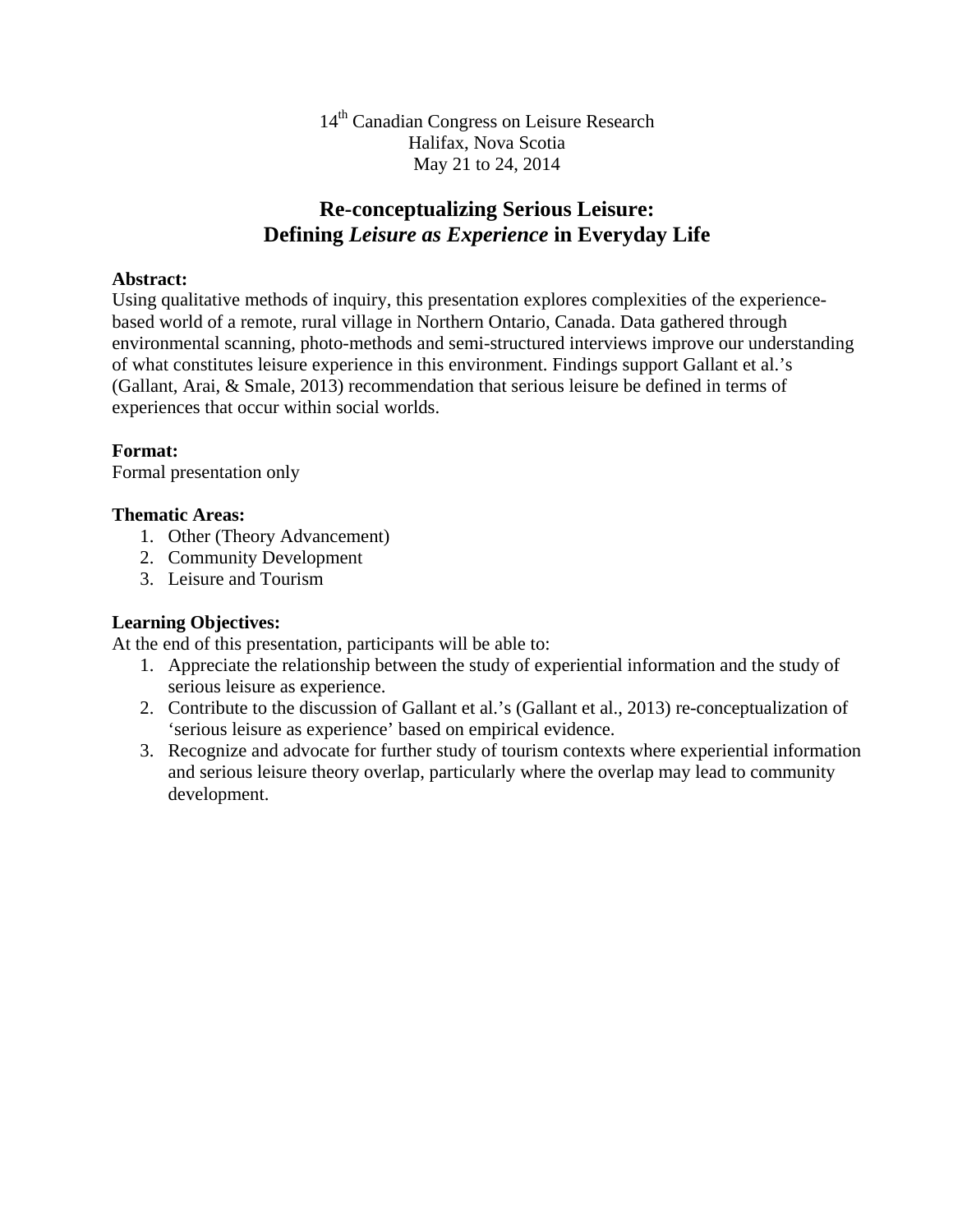14th Canadian Congress on Leisure Research
Halifax, Nova Scotia
May 21 to 24, 2014

# Re-conceptualizing Serious Leisure: Defining *Leisure as Experience* in Everyday Life

**Abstract:**
Using qualitative methods of inquiry, this presentation explores complexities of the experience-based world of a remote, rural village in Northern Ontario, Canada. Data gathered through environmental scanning, photo-methods and semi-structured interviews improve our understanding of what constitutes leisure experience in this environment. Findings support Gallant et al.'s (Gallant, Arai, & Smale, 2013) recommendation that serious leisure be defined in terms of experiences that occur within social worlds.

**Format:**
Formal presentation only

**Thematic Areas:**

1. Other (Theory Advancement)
2. Community Development
3. Leisure and Tourism

**Learning Objectives:**
At the end of this presentation, participants will be able to:

1. Appreciate the relationship between the study of experiential information and the study of serious leisure as experience.
2. Contribute to the discussion of Gallant et al.'s (Gallant et al., 2013) re-conceptualization of 'serious leisure as experience' based on empirical evidence.
3. Recognize and advocate for further study of tourism contexts where experiential information and serious leisure theory overlap, particularly where the overlap may lead to community development.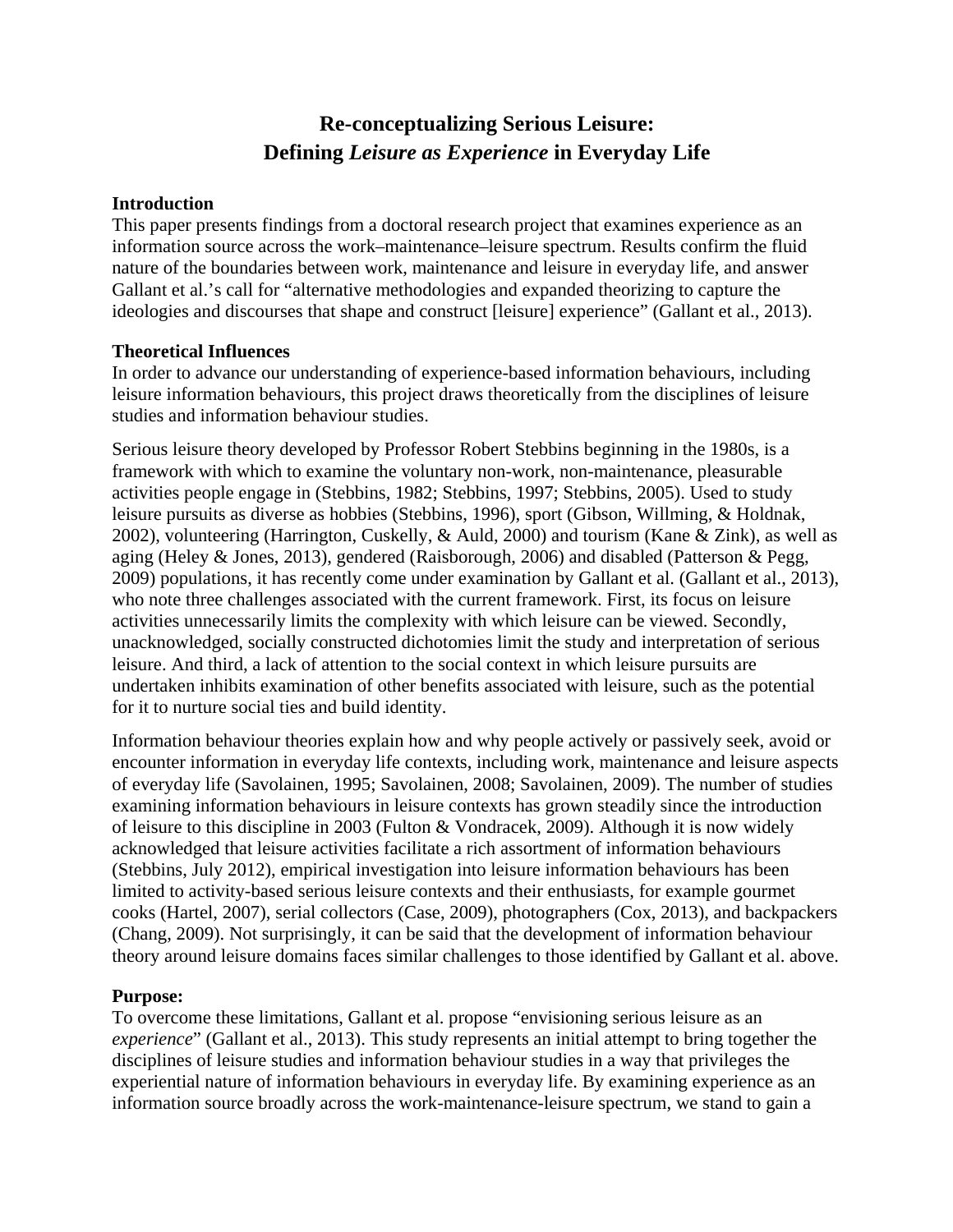# Re-conceptualizing Serious Leisure: Defining *Leisure as Experience* in Everyday Life

## Introduction

This paper presents findings from a doctoral research project that examines experience as an information source across the work–maintenance–leisure spectrum. Results confirm the fluid nature of the boundaries between work, maintenance and leisure in everyday life, and answer Gallant et al.'s call for "alternative methodologies and expanded theorizing to capture the ideologies and discourses that shape and construct [leisure] experience" (Gallant et al., 2013).

## Theoretical Influences

In order to advance our understanding of experience-based information behaviours, including leisure information behaviours, this project draws theoretically from the disciplines of leisure studies and information behaviour studies.

Serious leisure theory developed by Professor Robert Stebbins beginning in the 1980s, is a framework with which to examine the voluntary non-work, non-maintenance, pleasurable activities people engage in (Stebbins, 1982; Stebbins, 1997; Stebbins, 2005). Used to study leisure pursuits as diverse as hobbies (Stebbins, 1996), sport (Gibson, Willming, & Holdnak, 2002), volunteering (Harrington, Cuskelly, & Auld, 2000) and tourism (Kane & Zink), as well as aging (Heley & Jones, 2013), gendered (Raisborough, 2006) and disabled (Patterson & Pegg, 2009) populations, it has recently come under examination by Gallant et al. (Gallant et al., 2013), who note three challenges associated with the current framework. First, its focus on leisure activities unnecessarily limits the complexity with which leisure can be viewed. Secondly, unacknowledged, socially constructed dichotomies limit the study and interpretation of serious leisure. And third, a lack of attention to the social context in which leisure pursuits are undertaken inhibits examination of other benefits associated with leisure, such as the potential for it to nurture social ties and build identity.

Information behaviour theories explain how and why people actively or passively seek, avoid or encounter information in everyday life contexts, including work, maintenance and leisure aspects of everyday life (Savolainen, 1995; Savolainen, 2008; Savolainen, 2009). The number of studies examining information behaviours in leisure contexts has grown steadily since the introduction of leisure to this discipline in 2003 (Fulton & Vondracek, 2009). Although it is now widely acknowledged that leisure activities facilitate a rich assortment of information behaviours (Stebbins, July 2012), empirical investigation into leisure information behaviours has been limited to activity-based serious leisure contexts and their enthusiasts, for example gourmet cooks (Hartel, 2007), serial collectors (Case, 2009), photographers (Cox, 2013), and backpackers (Chang, 2009). Not surprisingly, it can be said that the development of information behaviour theory around leisure domains faces similar challenges to those identified by Gallant et al. above.

## Purpose:

To overcome these limitations, Gallant et al. propose "envisioning serious leisure as an *experience*" (Gallant et al., 2013). This study represents an initial attempt to bring together the disciplines of leisure studies and information behaviour studies in a way that privileges the experiential nature of information behaviours in everyday life. By examining experience as an information source broadly across the work-maintenance-leisure spectrum, we stand to gain a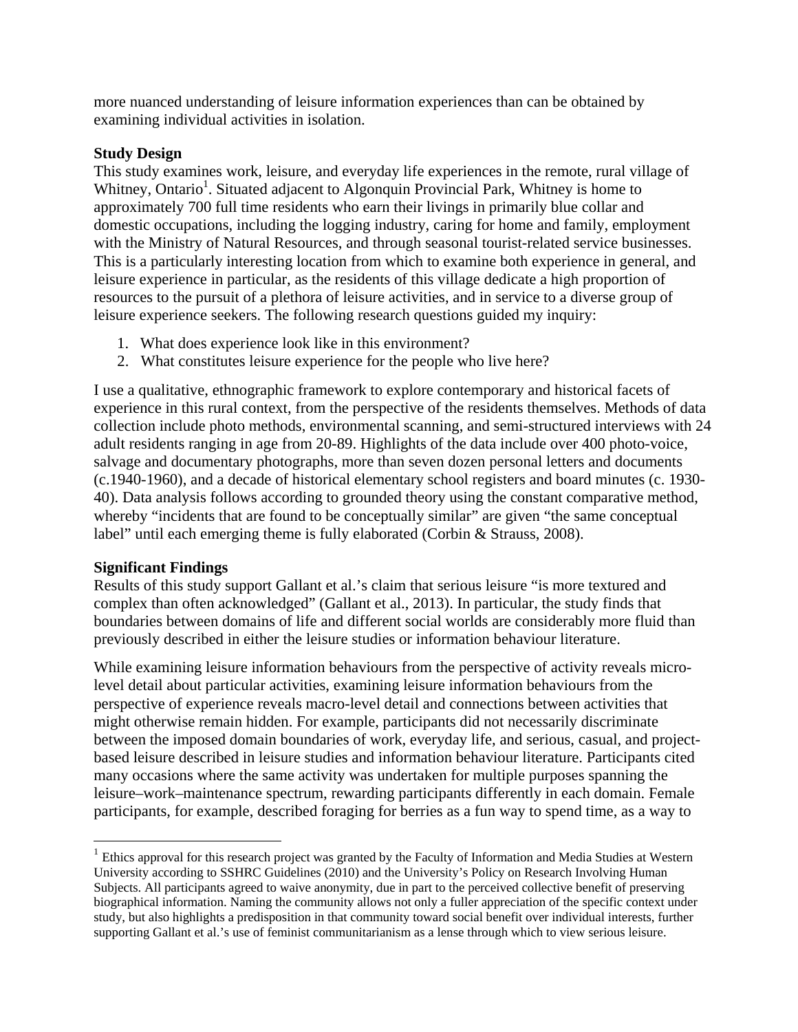more nuanced understanding of leisure information experiences than can be obtained by examining individual activities in isolation.

**Study Design**

This study examines work, leisure, and everyday life experiences in the remote, rural village of Whitney, Ontario[1]. Situated adjacent to Algonquin Provincial Park, Whitney is home to approximately 700 full time residents who earn their livings in primarily blue collar and domestic occupations, including the logging industry, caring for home and family, employment with the Ministry of Natural Resources, and through seasonal tourist-related service businesses. This is a particularly interesting location from which to examine both experience in general, and leisure experience in particular, as the residents of this village dedicate a high proportion of resources to the pursuit of a plethora of leisure activities, and in service to a diverse group of leisure experience seekers. The following research questions guided my inquiry:

1. What does experience look like in this environment?
2. What constitutes leisure experience for the people who live here?

I use a qualitative, ethnographic framework to explore contemporary and historical facets of experience in this rural context, from the perspective of the residents themselves. Methods of data collection include photo methods, environmental scanning, and semi-structured interviews with 24 adult residents ranging in age from 20-89. Highlights of the data include over 400 photo-voice, salvage and documentary photographs, more than seven dozen personal letters and documents (c.1940-1960), and a decade of historical elementary school registers and board minutes (c. 1930-40). Data analysis follows according to grounded theory using the constant comparative method, whereby "incidents that are found to be conceptually similar" are given "the same conceptual label" until each emerging theme is fully elaborated (Corbin & Strauss, 2008).

**Significant Findings**

Results of this study support Gallant et al.'s claim that serious leisure "is more textured and complex than often acknowledged" (Gallant et al., 2013). In particular, the study finds that boundaries between domains of life and different social worlds are considerably more fluid than previously described in either the leisure studies or information behaviour literature.

While examining leisure information behaviours from the perspective of activity reveals micro-level detail about particular activities, examining leisure information behaviours from the perspective of experience reveals macro-level detail and connections between activities that might otherwise remain hidden. For example, participants did not necessarily discriminate between the imposed domain boundaries of work, everyday life, and serious, casual, and project-based leisure described in leisure studies and information behaviour literature. Participants cited many occasions where the same activity was undertaken for multiple purposes spanning the leisure–work–maintenance spectrum, rewarding participants differently in each domain. Female participants, for example, described foraging for berries as a fun way to spend time, as a way to

[1] Ethics approval for this research project was granted by the Faculty of Information and Media Studies at Western University according to SSHRC Guidelines (2010) and the University's Policy on Research Involving Human Subjects. All participants agreed to waive anonymity, due in part to the perceived collective benefit of preserving biographical information. Naming the community allows not only a fuller appreciation of the specific context under study, but also highlights a predisposition in that community toward social benefit over individual interests, further supporting Gallant et al.'s use of feminist communitarianism as a lense through which to view serious leisure.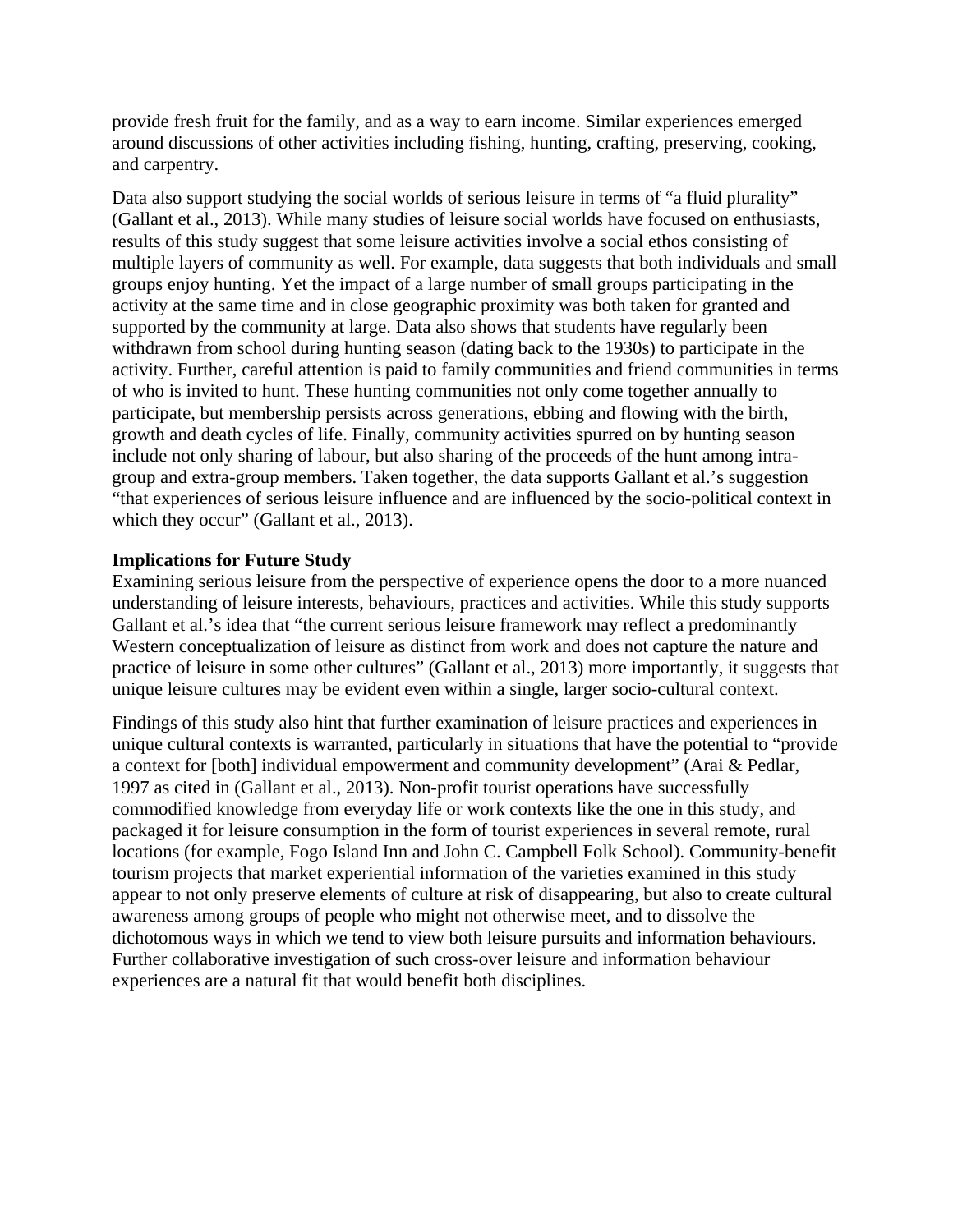provide fresh fruit for the family, and as a way to earn income. Similar experiences emerged around discussions of other activities including fishing, hunting, crafting, preserving, cooking, and carpentry.

Data also support studying the social worlds of serious leisure in terms of "a fluid plurality" (Gallant et al., 2013). While many studies of leisure social worlds have focused on enthusiasts, results of this study suggest that some leisure activities involve a social ethos consisting of multiple layers of community as well. For example, data suggests that both individuals and small groups enjoy hunting. Yet the impact of a large number of small groups participating in the activity at the same time and in close geographic proximity was both taken for granted and supported by the community at large. Data also shows that students have regularly been withdrawn from school during hunting season (dating back to the 1930s) to participate in the activity. Further, careful attention is paid to family communities and friend communities in terms of who is invited to hunt. These hunting communities not only come together annually to participate, but membership persists across generations, ebbing and flowing with the birth, growth and death cycles of life. Finally, community activities spurred on by hunting season include not only sharing of labour, but also sharing of the proceeds of the hunt among intra-group and extra-group members. Taken together, the data supports Gallant et al.'s suggestion "that experiences of serious leisure influence and are influenced by the socio-political context in which they occur" (Gallant et al., 2013).

**Implications for Future Study**

Examining serious leisure from the perspective of experience opens the door to a more nuanced understanding of leisure interests, behaviours, practices and activities. While this study supports Gallant et al.'s idea that "the current serious leisure framework may reflect a predominantly Western conceptualization of leisure as distinct from work and does not capture the nature and practice of leisure in some other cultures" (Gallant et al., 2013) more importantly, it suggests that unique leisure cultures may be evident even within a single, larger socio-cultural context.

Findings of this study also hint that further examination of leisure practices and experiences in unique cultural contexts is warranted, particularly in situations that have the potential to "provide a context for [both] individual empowerment and community development" (Arai & Pedlar, 1997 as cited in (Gallant et al., 2013). Non-profit tourist operations have successfully commodified knowledge from everyday life or work contexts like the one in this study, and packaged it for leisure consumption in the form of tourist experiences in several remote, rural locations (for example, Fogo Island Inn and John C. Campbell Folk School). Community-benefit tourism projects that market experiential information of the varieties examined in this study appear to not only preserve elements of culture at risk of disappearing, but also to create cultural awareness among groups of people who might not otherwise meet, and to dissolve the dichotomous ways in which we tend to view both leisure pursuits and information behaviours. Further collaborative investigation of such cross-over leisure and information behaviour experiences are a natural fit that would benefit both disciplines.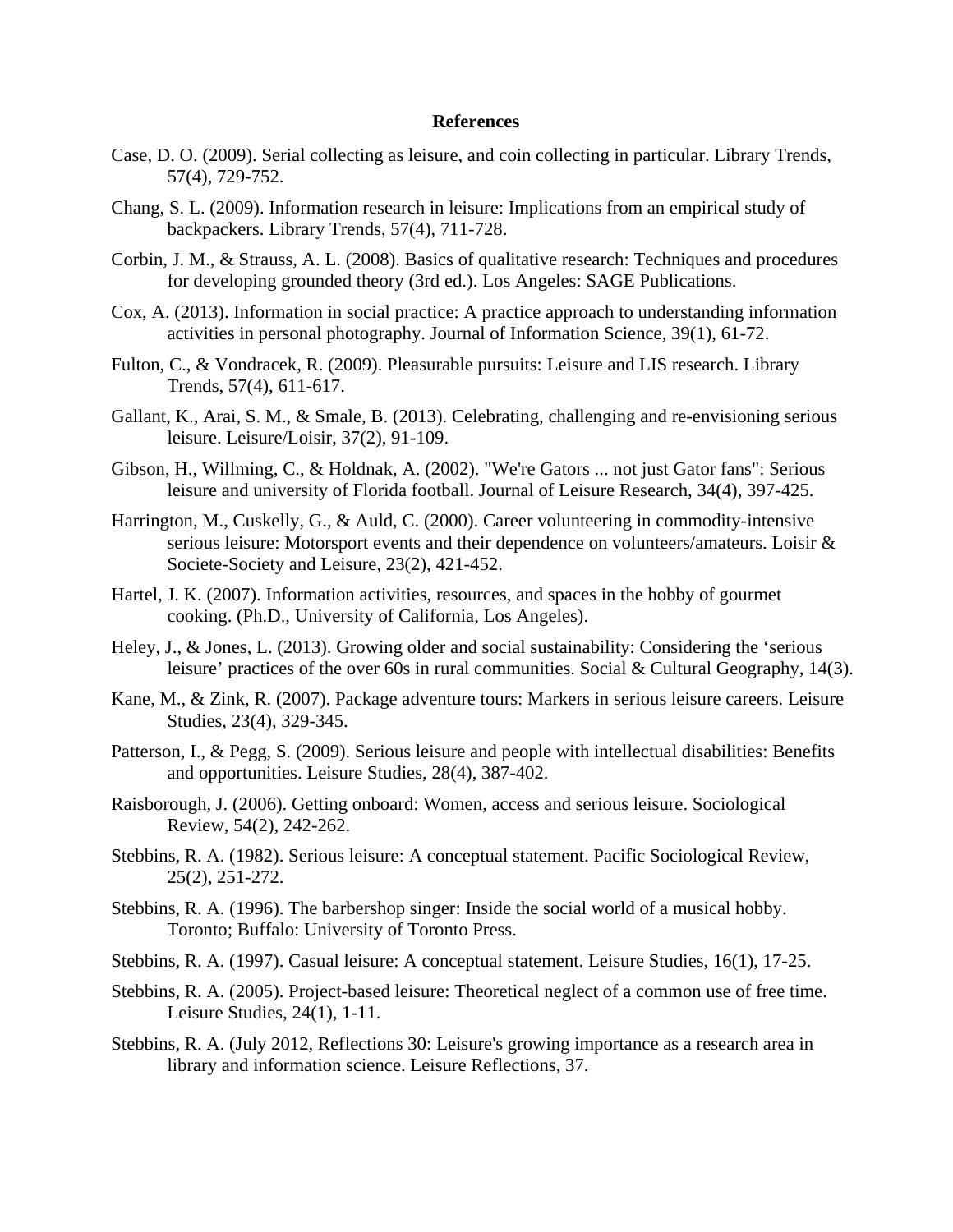# References

Case, D. O. (2009). Serial collecting as leisure, and coin collecting in particular. Library Trends, 57(4), 729-752.

Chang, S. L. (2009). Information research in leisure: Implications from an empirical study of backpackers. Library Trends, 57(4), 711-728.

Corbin, J. M., & Strauss, A. L. (2008). Basics of qualitative research: Techniques and procedures for developing grounded theory (3rd ed.). Los Angeles: SAGE Publications.

Cox, A. (2013). Information in social practice: A practice approach to understanding information activities in personal photography. Journal of Information Science, 39(1), 61-72.

Fulton, C., & Vondracek, R. (2009). Pleasurable pursuits: Leisure and LIS research. Library Trends, 57(4), 611-617.

Gallant, K., Arai, S. M., & Smale, B. (2013). Celebrating, challenging and re-envisioning serious leisure. Leisure/Loisir, 37(2), 91-109.

Gibson, H., Willming, C., & Holdnak, A. (2002). "We're Gators ... not just Gator fans": Serious leisure and university of Florida football. Journal of Leisure Research, 34(4), 397-425.

Harrington, M., Cuskelly, G., & Auld, C. (2000). Career volunteering in commodity-intensive serious leisure: Motorsport events and their dependence on volunteers/amateurs. Loisir & Societe-Society and Leisure, 23(2), 421-452.

Hartel, J. K. (2007). Information activities, resources, and spaces in the hobby of gourmet cooking. (Ph.D., University of California, Los Angeles).

Heley, J., & Jones, L. (2013). Growing older and social sustainability: Considering the 'serious leisure' practices of the over 60s in rural communities. Social & Cultural Geography, 14(3).

Kane, M., & Zink, R. (2007). Package adventure tours: Markers in serious leisure careers. Leisure Studies, 23(4), 329-345.

Patterson, I., & Pegg, S. (2009). Serious leisure and people with intellectual disabilities: Benefits and opportunities. Leisure Studies, 28(4), 387-402.

Raisborough, J. (2006). Getting onboard: Women, access and serious leisure. Sociological Review, 54(2), 242-262.

Stebbins, R. A. (1982). Serious leisure: A conceptual statement. Pacific Sociological Review, 25(2), 251-272.

Stebbins, R. A. (1996). The barbershop singer: Inside the social world of a musical hobby. Toronto; Buffalo: University of Toronto Press.

Stebbins, R. A. (1997). Casual leisure: A conceptual statement. Leisure Studies, 16(1), 17-25.

Stebbins, R. A. (2005). Project-based leisure: Theoretical neglect of a common use of free time. Leisure Studies, 24(1), 1-11.

Stebbins, R. A. (July 2012, Reflections 30: Leisure's growing importance as a research area in library and information science. Leisure Reflections, 37.